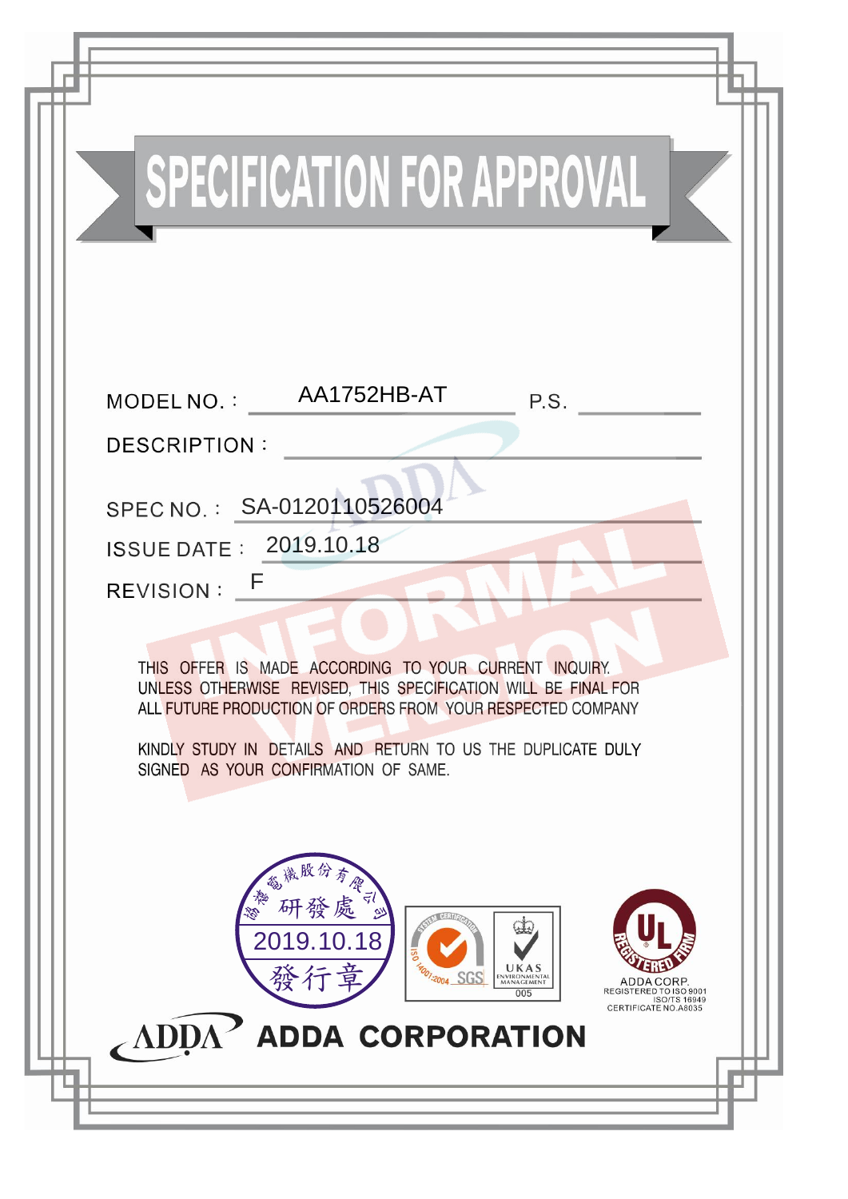# SPECIFICATION FOR APPROVAL

MODEL NO. : AA1752HB-AT P.S.

DESCRIPTION :

SPEC NO. : SA-0120110526004

ISSUE DATE : 2019.10.18

REVISION : F

INFORMAL VERSION

THIS OFFER IS MADE ACCORDING TO YOUR CURRENT INQUIRY. UNLESS OTHERWISE REVISED, THIS SPECIFICATION WILL BE FINAL FOR ALL FUTURE PRODUCTION OF ORDERS FROM YOUR RESPECTED COMPANY

KINDLY STUDY IN DETAILS AND RETURN TO US THE DUPLICATE DULY SIGNED AS YOUR CONFIRMATION OF SAME.

協禧電機股份有限公司 研發處 2019.10.18 發行章

ISO 14001:2004 SGS UKAS ENVIRONMENTAL MANAGEMENT 005

UL REGISTERED FIRM

ADDA CORP. REGISTERED TO ISO 9001 ISO/TS 16949 CERTIFICATE NO.A8035

**ADDA CORPORATION**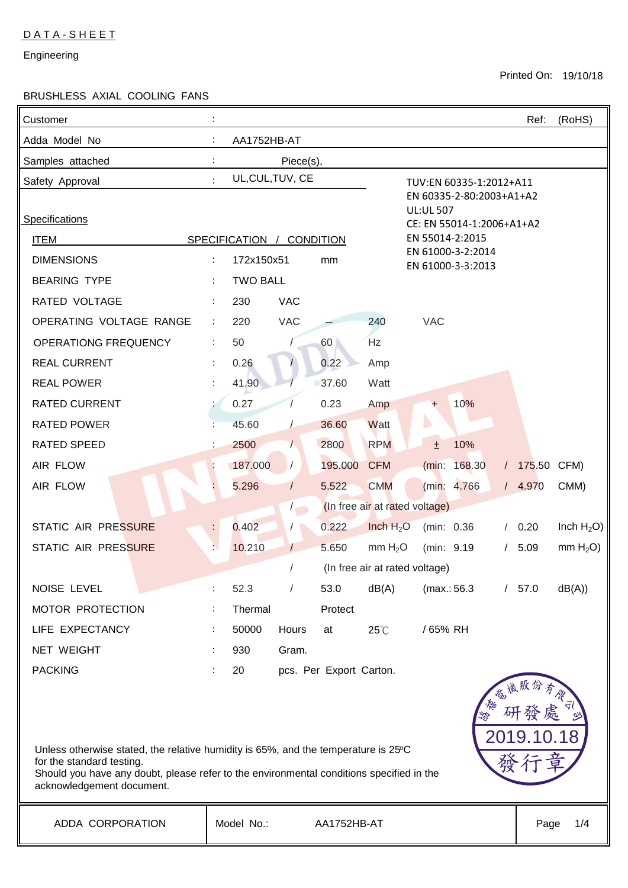DATA-SHEET

Engineering

Printed On: 19/10/18

BRUSHLESS AXIAL COOLING FANS

| Customer | : | | | | | | | | Ref: (RoHS) |
|---|---|---|---|---|---|---|---|---|---|
| Adda Model No | : | AA1752HB-AT | | | | | | | |
| Samples attached | : | Piece(s), | | | | | | | |
| Safety Approval | : | UL,CUL,TUV, CE | | | | | | | |

TUV:EN 60335-1:2012+A11
EN 60335-2-80:2003+A1+A2
UL:UL 507
CE: EN 55014-1:2006+A1+A2
EN 55014-2:2015
EN 61000-3-2:2014
EN 61000-3-3:2013

## Specifications

| ITEM | | SPECIFICATION / CONDITION | | | | | | | | |
|---|---|---|---|---|---|---|---|---|---|---|
| DIMENSIONS | : | 172x150x51 | | mm | | | | | | |
| BEARING TYPE | : | TWO BALL | | | | | | | | |
| RATED VOLTAGE | : | 230 | VAC | | | | | | | |
| OPERATING VOLTAGE RANGE | : | 220 | VAC | — | 240 | VAC | | | | |
| OPERATIONG FREQUENCY | : | 50 | / | 60 | Hz | | | | | |
| REAL CURRENT | : | 0.26 | / | 0.22 | Amp | | | | | |
| REAL POWER | : | 41.90 | / | 37.60 | Watt | | | | | |
| RATED CURRENT | : | 0.27 | / | 0.23 | Amp | + | 10% | | | |
| RATED POWER | : | 45.60 | / | 36.60 | Watt | | | | | |
| RATED SPEED | : | 2500 | / | 2800 | RPM | ± | 10% | | | |
| AIR FLOW | : | 187.000 | / | 195.000 | CFM | (min: | 168.30 | / | 175.50 | CFM) |
| AIR FLOW | : | 5.296 | / | 5.522 | CMM | (min: | 4.766 | / | 4.970 | CMM) |
| | | | / | (In free air at rated voltage) | | | | | | |
| STATIC AIR PRESSURE | : | 0.402 | / | 0.222 | Inch $H_2O$ | (min: | 0.36 | / | 0.20 | Inch $H_2O$) |
| STATIC AIR PRESSURE | : | 10.210 | / | 5.650 | mm $H_2O$ | (min: | 9.19 | / | 5.09 | mm $H_2O$) |
| | | | / | (In free air at rated voltage) | | | | | | |
| NOISE LEVEL | : | 52.3 | / | 53.0 | dB(A) | (max.: | 56.3 | / | 57.0 | dB(A)) |
| MOTOR PROTECTION | : | Thermal | | Protect | | | | | | |
| LIFE EXPECTANCY | : | 50000 | Hours | at | 25℃ | / 65% RH | | | | |
| NET WEIGHT | : | 930 | Gram. | | | | | | | |
| PACKING | : | 20 | pcs. Per Export Carton. | | | | | | | |

協禧電機股份有限公司 研發處 2019.10.18 發行章

Unless otherwise stated, the relative humidity is 65%, and the temperature is 25°C for the standard testing.
Should you have any doubt, please refer to the environmental conditions specified in the acknowledgement document.

| ADDA CORPORATION | Model No.: AA1752HB-AT | Page 1/4 |
|---|---|---|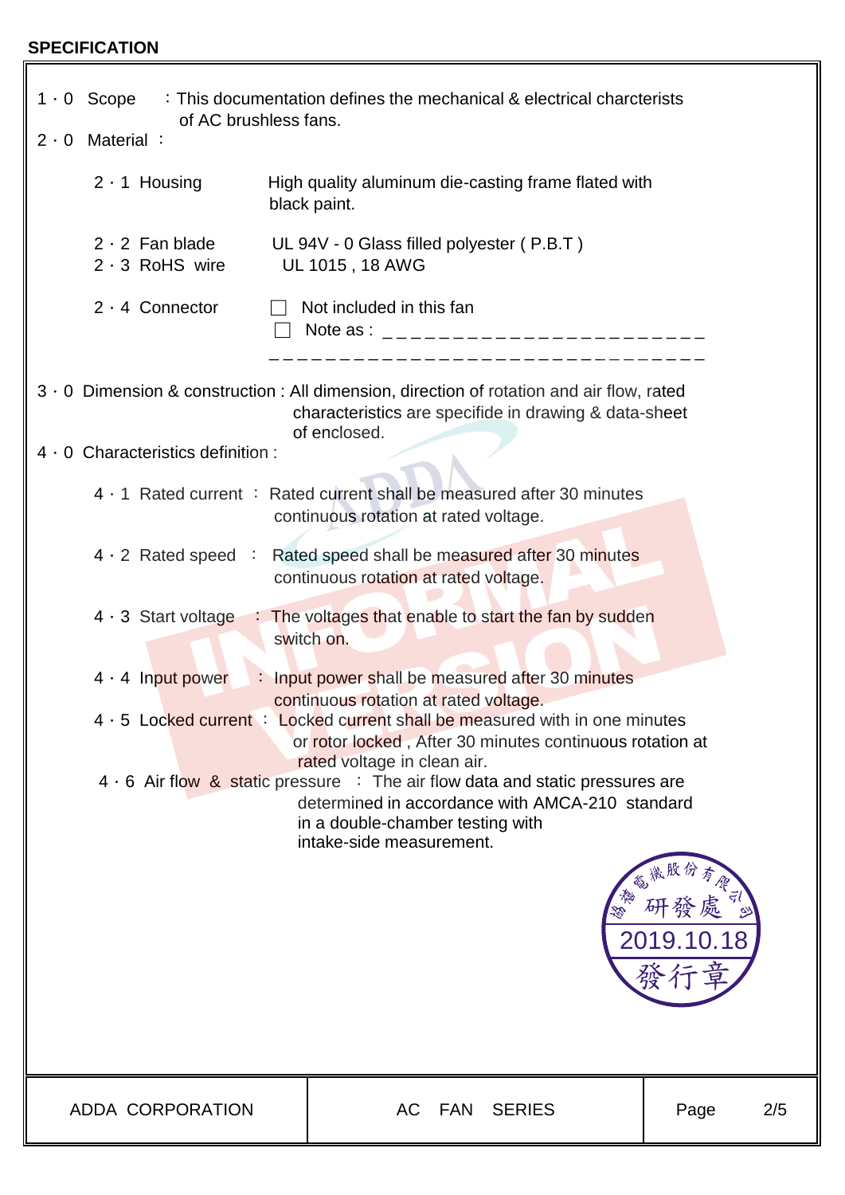**SPECIFICATION**

1 · 0 Scope : This documentation defines the mechanical & electrical charcterists of AC brushless fans.

2 · 0 Material :

2 · 1 Housing — High quality aluminum die-casting frame flated with black paint.

2 · 2 Fan blade — UL 94V - 0 Glass filled polyester ( P.B.T )

2 · 3 RoHS wire — UL 1015 , 18 AWG

2 · 4 Connector — ☐ Not included in this fan
☐ Note as : ______________________________

3 · 0 Dimension & construction : All dimension, direction of rotation and air flow, rated characteristics are specifide in drawing & data-sheet of enclosed.

4 · 0 Characteristics definition :

4 · 1 Rated current : Rated current shall be measured after 30 minutes continuous rotation at rated voltage.

4 · 2 Rated speed : Rated speed shall be measured after 30 minutes continuous rotation at rated voltage.

4 · 3 Start voltage : The voltages that enable to start the fan by sudden switch on.

4 · 4 Input power : Input power shall be measured after 30 minutes continuous rotation at rated voltage.

4 · 5 Locked current : Locked current shall be measured with in one minutes or rotor locked , After 30 minutes continuous rotation at rated voltage in clean air.

4 · 6 Air flow & static pressure : The air flow data and static pressures are determined in accordance with AMCA-210 standard in a double-chamber testing with intake-side measurement.

協禧電機股份有限公司 研發處 2019.10.18 發行章

| ADDA CORPORATION | AC FAN SERIES | Page 2/5 |
|---|---|---|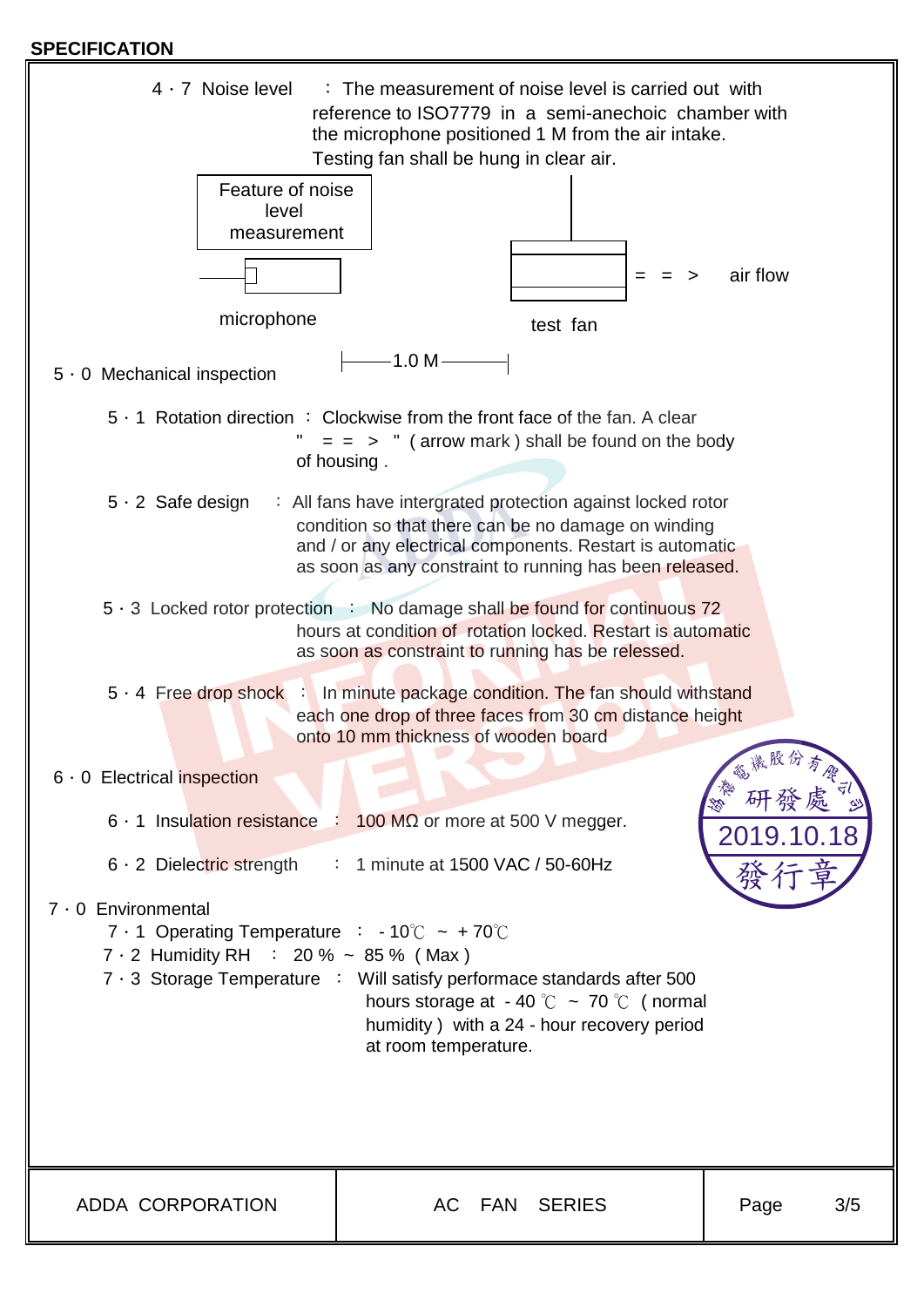**SPECIFICATION**

4．7 Noise level ： The measurement of noise level is carried out with reference to ISO7779 in a semi-anechoic chamber with the microphone positioned 1 M from the air intake. Testing fan shall be hung in clear air.

Feature of noise level measurement

microphone — test fan ＝＝＞ air flow

1.0 M

## 5．0 Mechanical inspection

5．1 Rotation direction ： Clockwise from the front face of the fan. A clear " ＝＝＞ " ( arrow mark ) shall be found on the body of housing .

5．2 Safe design ： All fans have intergrated protection against locked rotor condition so that there can be no damage on winding and / or any electrical components. Restart is automatic as soon as any constraint to running has been released.

5．3 Locked rotor protection ： No damage shall be found for continuous 72 hours at condition of rotation locked. Restart is automatic as soon as constraint to running has be relessed.

5．4 Free drop shock ： In minute package condition. The fan should withstand each one drop of three faces from 30 cm distance height onto 10 mm thickness of wooden board

## 6．0 Electrical inspection

6．1 Insulation resistance ： 100 MΩ or more at 500 V megger.

6．2 Dielectric strength ： 1 minute at 1500 VAC / 50-60Hz

## 7．0 Environmental

7．1 Operating Temperature ： - 10℃ ~ + 70℃

7．2 Humidity RH ： 20 % ~ 85 % ( Max )

7．3 Storage Temperature ： Will satisfy performace standards after 500 hours storage at - 40 ℃ ~ 70 ℃ ( normal humidity ) with a 24 - hour recovery period at room temperature.

| ADDA CORPORATION | AC FAN SERIES | Page 3/5 |
|---|---|---|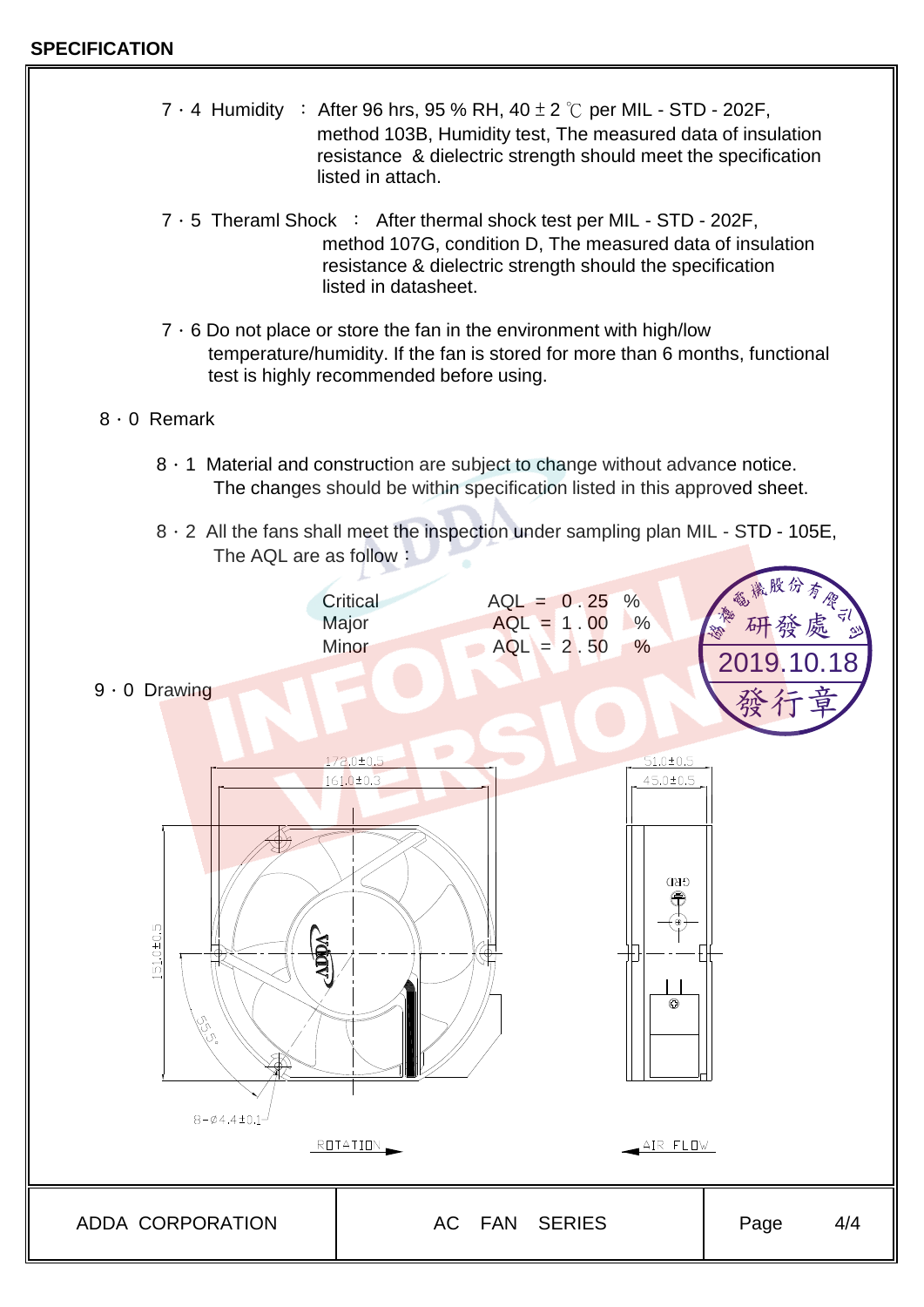**SPECIFICATION**

7 · 4 Humidity ： After 96 hrs, 95 % RH, 40 ± 2 ℃ per MIL - STD - 202F, method 103B, Humidity test, The measured data of insulation resistance & dielectric strength should meet the specification listed in attach.

7 · 5 Theraml Shock ： After thermal shock test per MIL - STD - 202F, method 107G, condition D, The measured data of insulation resistance & dielectric strength should the specification listed in datasheet.

7 · 6 Do not place or store the fan in the environment with high/low temperature/humidity. If the fan is stored for more than 6 months, functional test is highly recommended before using.

## 8 · 0 Remark

8 · 1 Material and construction are subject to change without advance notice. The changes should be within specification listed in this approved sheet.

8 · 2 All the fans shall meet the inspection under sampling plan MIL - STD - 105E, The AQL are as follow：

| | |
|---|---|
| Critical | AQL = 0 . 25 % |
| Major | AQL = 1 . 00 % |
| Minor | AQL = 2 . 50 % |

協禧電機股份有限公司 研發處 2019.10.18 發行章

## 9 · 0 Drawing

172.0±0.5
161.0±0.3
151.0±0.5
55.5°
8−Ø4.4±0.1
51.0±0.5
45.0±0.5
ROTATION
AIR FLOW

| ADDA CORPORATION | AC FAN SERIES | Page 4/4 |
|---|---|---|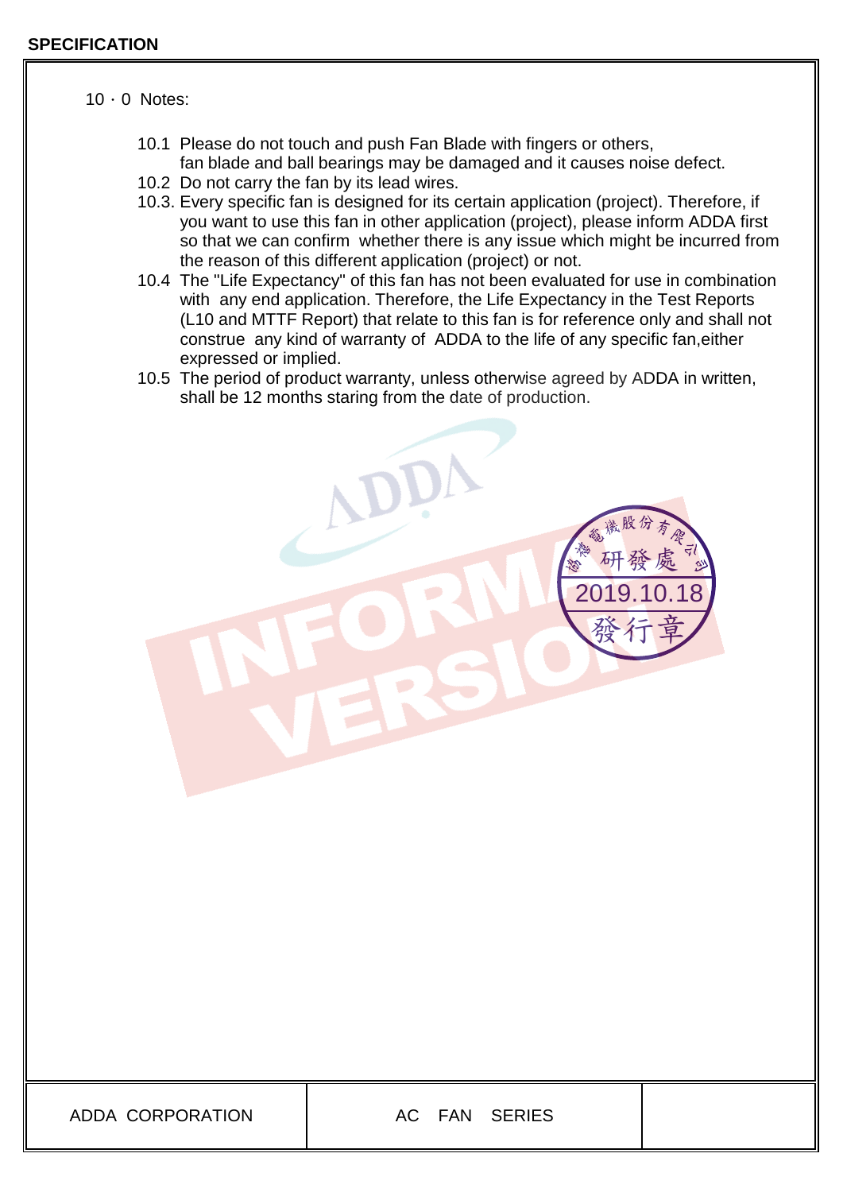10．0 Notes:

10.1 Please do not touch and push Fan Blade with fingers or others, fan blade and ball bearings may be damaged and it causes noise defect.

10.2 Do not carry the fan by its lead wires.

10.3. Every specific fan is designed for its certain application (project). Therefore, if you want to use this fan in other application (project), please inform ADDA first so that we can confirm whether there is any issue which might be incurred from the reason of this different application (project) or not.

10.4 The "Life Expectancy" of this fan has not been evaluated for use in combination with any end application. Therefore, the Life Expectancy in the Test Reports (L10 and MTTF Report) that relate to this fan is for reference only and shall not construe any kind of warranty of ADDA to the life of any specific fan,either expressed or implied.

10.5 The period of product warranty, unless otherwise agreed by ADDA in written, shall be 12 months staring from the date of production.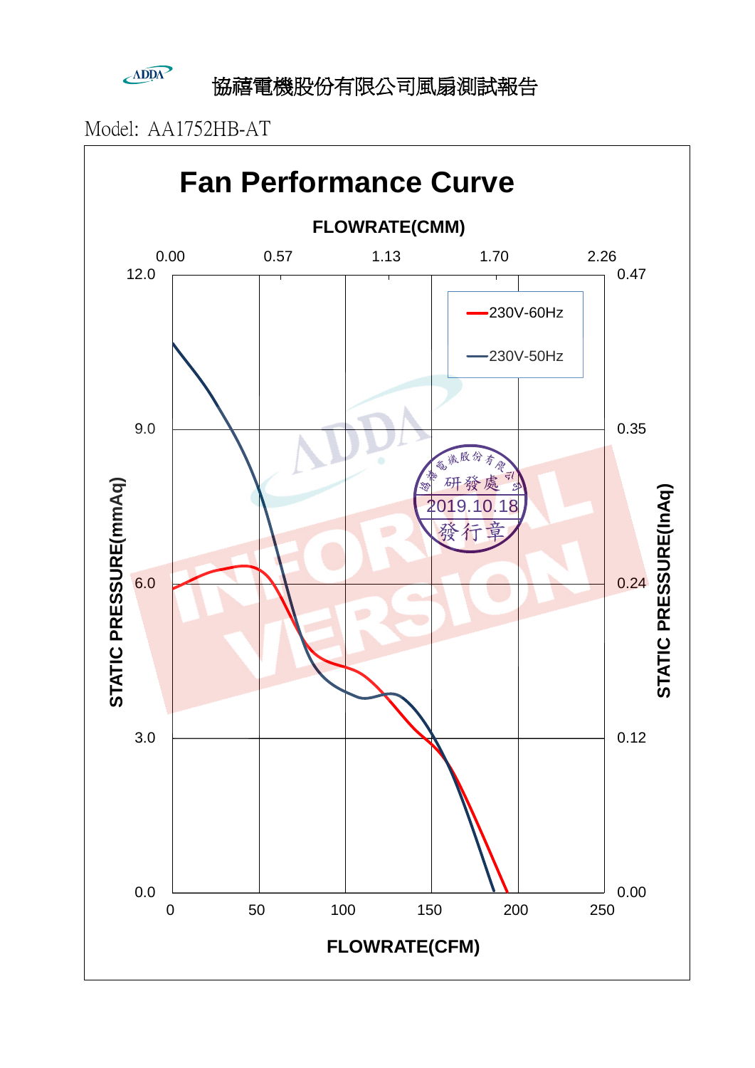ADDA

協禧電機股份有限公司風扇測試報告

Model: AA1752HB-AT

# Fan Performance Curve

FLOWRATE(CMM)

0.00 0.57 1.13 1.70 2.26

STATIC PRESSURE(mmAq)

12.0 9.0 6.0 3.0 0.0

STATIC PRESSURE(InAq)

0.47 0.35 0.24 0.12 0.00

0 50 100 150 200 250

FLOWRATE(CFM)

230V-60Hz

230V-50Hz

INFORMAL VERSION

協禧電機股份有限公司 研發處 2019.10.18 發行章